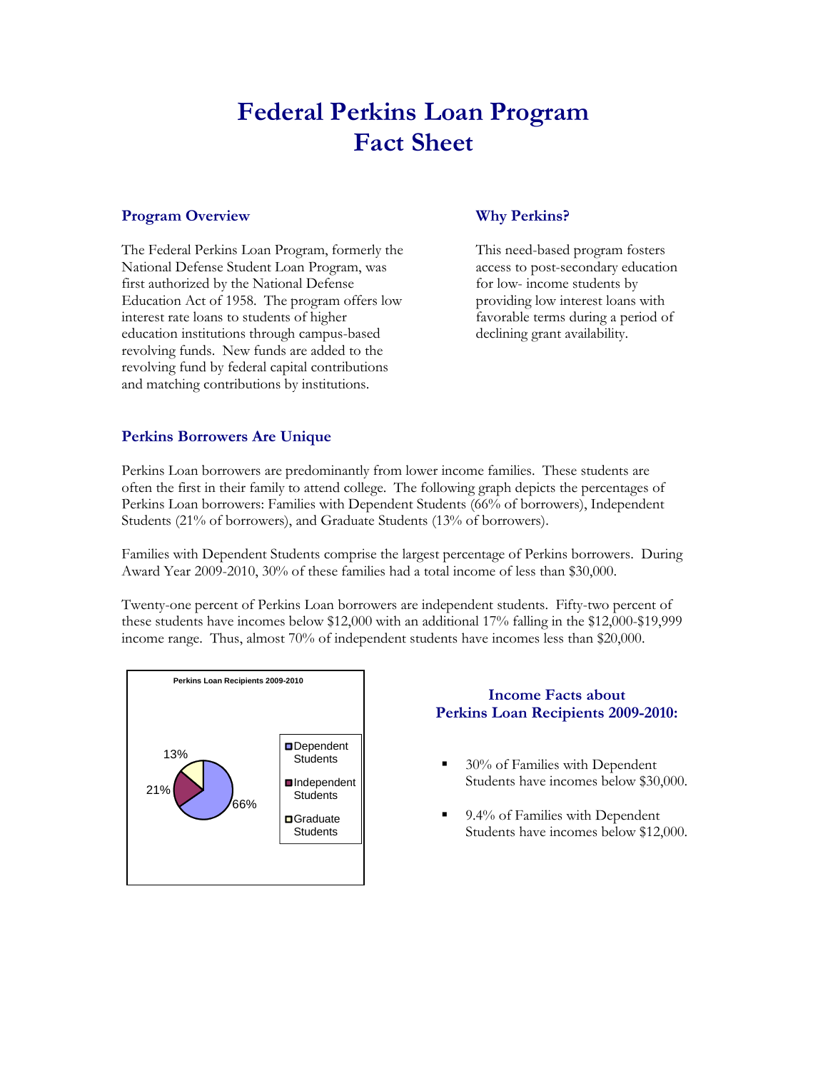# Federal Perkins Loan Program Fact Sheet

## Program Overview

The Federal Perkins Loan Program, formerly the National Defense Student Loan Program, was first authorized by the National Defense Education Act of 1958. The program offers low interest rate loans to students of higher education institutions through campus-based revolving funds. New funds are added to the revolving fund by federal capital contributions and matching contributions by institutions.

## Why Perkins?

This need-based program fosters access to post-secondary education for low- income students by providing low interest loans with favorable terms during a period of declining grant availability.

## Perkins Borrowers Are Unique

Perkins Loan borrowers are predominantly from lower income families. These students are often the first in their family to attend college. The following graph depicts the percentages of Perkins Loan borrowers: Families with Dependent Students (66% of borrowers), Independent Students (21% of borrowers), and Graduate Students (13% of borrowers).

Families with Dependent Students comprise the largest percentage of Perkins borrowers. During Award Year 2009-2010, 30% of these families had a total income of less than $30,000.

Twenty-one percent of Perkins Loan borrowers are independent students. Fifty-two percent of these students have incomes below $12,000 with an additional 17% falling in the $12,000-$19,999 income range. Thus, almost 70% of independent students have incomes less than $20,000.

**Perkins Loan Recipients 2009-2010**

| Category | Percentage |
| --- | --- |
| Dependent Students | 66% |
| Independent Students | 21% |
| Graduate Students | 13% |

## Income Facts about Perkins Loan Recipients 2009-2010:

- 30% of Families with Dependent Students have incomes below $30,000.
- 9.4% of Families with Dependent Students have incomes below $12,000.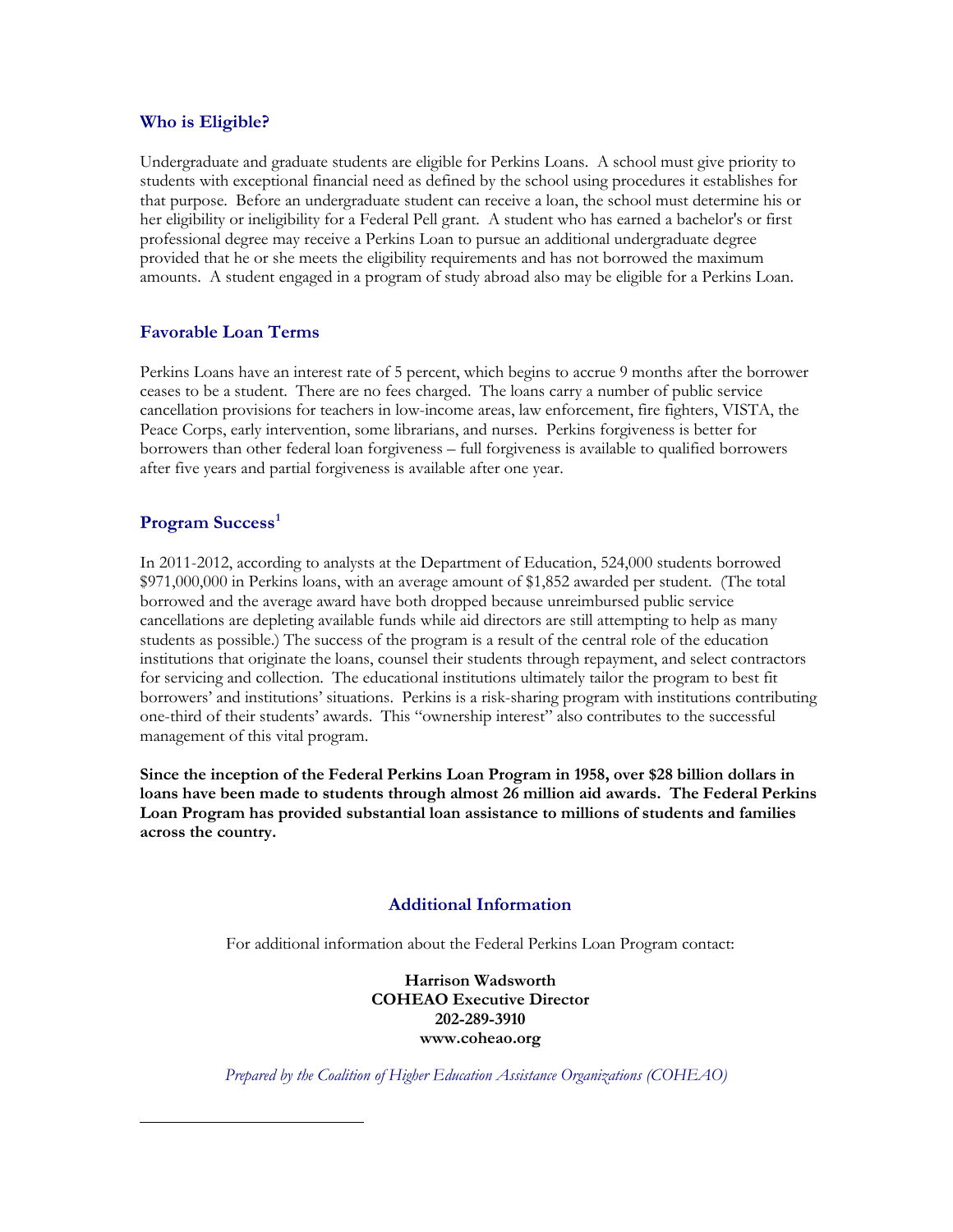## Who is Eligible?

Undergraduate and graduate students are eligible for Perkins Loans. A school must give priority to students with exceptional financial need as defined by the school using procedures it establishes for that purpose. Before an undergraduate student can receive a loan, the school must determine his or her eligibility or ineligibility for a Federal Pell grant. A student who has earned a bachelor's or first professional degree may receive a Perkins Loan to pursue an additional undergraduate degree provided that he or she meets the eligibility requirements and has not borrowed the maximum amounts. A student engaged in a program of study abroad also may be eligible for a Perkins Loan.

## Favorable Loan Terms

Perkins Loans have an interest rate of 5 percent, which begins to accrue 9 months after the borrower ceases to be a student. There are no fees charged. The loans carry a number of public service cancellation provisions for teachers in low-income areas, law enforcement, fire fighters, VISTA, the Peace Corps, early intervention, some librarians, and nurses. Perkins forgiveness is better for borrowers than other federal loan forgiveness – full forgiveness is available to qualified borrowers after five years and partial forgiveness is available after one year.

## Program Success[1]

In 2011-2012, according to analysts at the Department of Education, 524,000 students borrowed $971,000,000 in Perkins loans, with an average amount of $1,852 awarded per student. (The total borrowed and the average award have both dropped because unreimbursed public service cancellations are depleting available funds while aid directors are still attempting to help as many students as possible.) The success of the program is a result of the central role of the education institutions that originate the loans, counsel their students through repayment, and select contractors for servicing and collection. The educational institutions ultimately tailor the program to best fit borrowers' and institutions' situations. Perkins is a risk-sharing program with institutions contributing one-third of their students' awards. This "ownership interest" also contributes to the successful management of this vital program.

**Since the inception of the Federal Perkins Loan Program in 1958, over $28 billion dollars in loans have been made to students through almost 26 million aid awards. The Federal Perkins Loan Program has provided substantial loan assistance to millions of students and families across the country.**

## Additional Information

For additional information about the Federal Perkins Loan Program contact:

**Harrison Wadsworth**
**COHEAO Executive Director**
**202-289-3910**
**www.coheao.org**

*Prepared by the Coalition of Higher Education Assistance Organizations (COHEAO)*